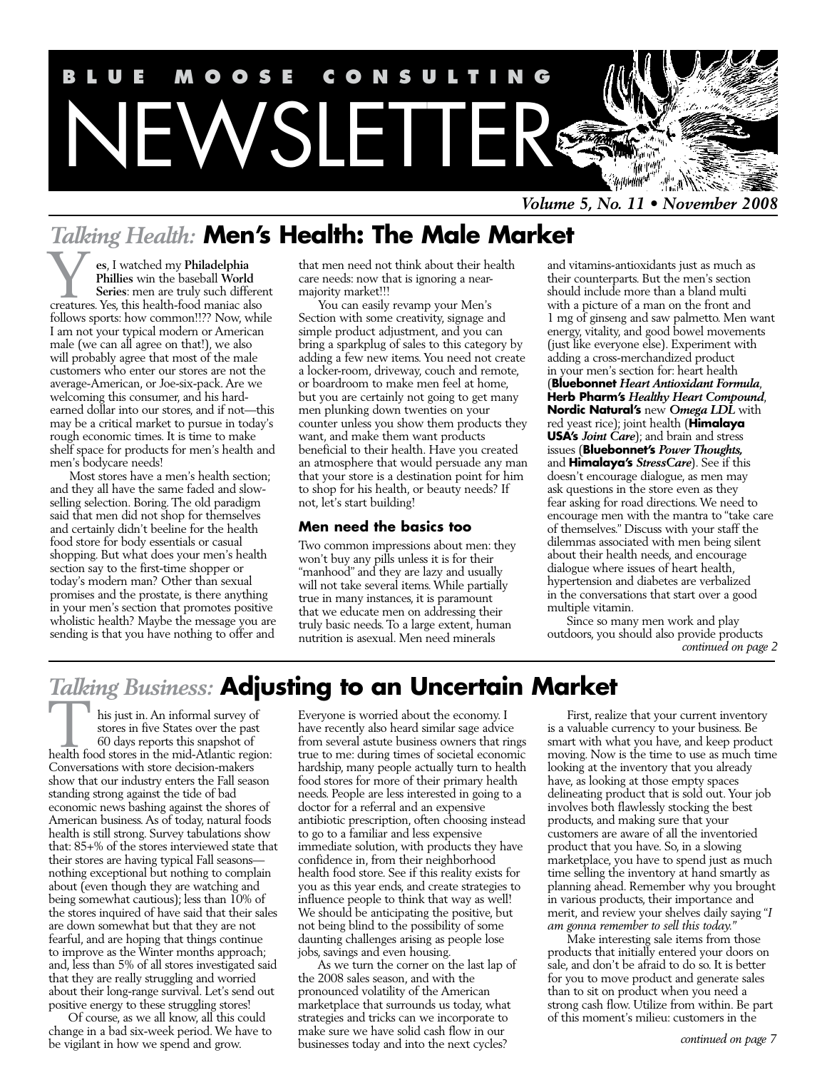# BLUE MOOSE CONSULTING NEWSLETTER

*Volume 5, No. 11 • November 2008*

## *Talking Health:* Men's Health: The Male Market

Yes, I watched my **Philadelphia Phillies** win the baseball **World Series**: men are truly such different creatures. Yes, this health-food maniac also follows sports: how common!!?? Now, while I am not your typical modern or American male (we can all agree on that!), we also will probably agree that most of the male customers who enter our stores are not the average-American, or Joe-six-pack. Are we welcoming this consumer, and his hard-earned dollar into our stores, and if not—this may be a critical market to pursue in today's rough economic times. It is time to make shelf space for products for men's health and men's bodycare needs!

Most stores have a men's health section; and they all have the same faded and slow-selling selection. Boring. The old paradigm said that men did not shop for themselves and certainly didn't beeline for the health food store for body essentials or casual shopping. But what does your men's health section say to the first-time shopper or today's modern man? Other than sexual promises and the prostate, is there anything in your men's section that promotes positive wholistic health? Maybe the message you are sending is that you have nothing to offer and that men need not think about their health care needs: now that is ignoring a near-majority market!!!

You can easily revamp your Men's Section with some creativity, signage and simple product adjustment, and you can bring a sparkplug of sales to this category by adding a few new items. You need not create a locker-room, driveway, couch and remote, or boardroom to make men feel at home, but you are certainly not going to get many men plunking down twenties on your counter unless you show them products they want, and make them want products beneficial to their health. Have you created an atmosphere that would persuade any man that your store is a destination point for him to shop for his health, or beauty needs? If not, let's start building!

### Men need the basics too

Two common impressions about men: they won't buy any pills unless it is for their "manhood" and they are lazy and usually will not take several items. While partially true in many instances, it is paramount that we educate men on addressing their truly basic needs. To a large extent, human nutrition is asexual. Men need minerals and vitamins-antioxidants just as much as their counterparts. But the men's section should include more than a bland multi with a picture of a man on the front and 1 mg of ginseng and saw palmetto. Men want energy, vitality, and good bowel movements (just like everyone else). Experiment with adding a cross-merchandized product in your men's section for: heart health (**Bluebonnet** ***Heart Antioxidant Formula***, **Herb Pharm's** ***Healthy Heart Compound***, **Nordic Natural's** new ***Omega LDL*** with red yeast rice); joint health (**Himalaya USA's** ***Joint Care***); and brain and stress issues (**Bluebonnet's** ***Power Thoughts,*** and **Himalaya's** ***StressCare***). See if this doesn't encourage dialogue, as men may ask questions in the store even as they fear asking for road directions. We need to encourage men with the mantra to "take care of themselves." Discuss with your staff the dilemmas associated with men being silent about their health needs, and encourage dialogue where issues of heart health, hypertension and diabetes are verbalized in the conversations that start over a good multiple vitamin.

Since so many men work and play outdoors, you should also provide products

*continued on page 2*

## *Talking Business:* Adjusting to an Uncertain Market

This just in. An informal survey of stores in five States over the past 60 days reports this snapshot of health food stores in the mid-Atlantic region: Conversations with store decision-makers show that our industry enters the Fall season standing strong against the tide of bad economic news bashing against the shores of American business. As of today, natural foods health is still strong. Survey tabulations show that: 85+% of the stores interviewed state that their stores are having typical Fall seasons—nothing exceptional but nothing to complain about (even though they are watching and being somewhat cautious); less than 10% of the stores inquired of have said that their sales are down somewhat but that they are not fearful, and are hoping that things continue to improve as the Winter months approach; and, less than 5% of all stores investigated said that they are really struggling and worried about their long-range survival. Let's send out positive energy to these struggling stores!

Of course, as we all know, all this could change in a bad six-week period. We have to be vigilant in how we spend and grow. Everyone is worried about the economy. I have recently also heard similar sage advice from several astute business owners that rings true to me: during times of societal economic hardship, many people actually turn to health food stores for more of their primary health needs. People are less interested in going to a doctor for a referral and an expensive antibiotic prescription, often choosing instead to go to a familiar and less expensive immediate solution, with products they have confidence in, from their neighborhood health food store. See if this reality exists for you as this year ends, and create strategies to influence people to think that way as well! We should be anticipating the positive, but not being blind to the possibility of some daunting challenges arising as people lose jobs, savings and even housing.

As we turn the corner on the last lap of the 2008 sales season, and with the pronounced volatility of the American marketplace that surrounds us today, what strategies and tricks can we incorporate to make sure we have solid cash flow in our businesses today and into the next cycles?

First, realize that your current inventory is a valuable currency to your business. Be smart with what you have, and keep product moving. Now is the time to use as much time looking at the inventory that you already have, as looking at those empty spaces delineating product that is sold out. Your job involves both flawlessly stocking the best products, and making sure that your customers are aware of all the inventoried product that you have. So, in a slowing marketplace, you have to spend just as much time selling the inventory at hand smartly as planning ahead. Remember why you brought in various products, their importance and merit, and review your shelves daily saying "*I am gonna remember to sell this today.*"

Make interesting sale items from those products that initially entered your doors on sale, and don't be afraid to do so. It is better for you to move product and generate sales than to sit on product when you need a strong cash flow. Utilize from within. Be part of this moment's milieu: customers in the

*continued on page 7*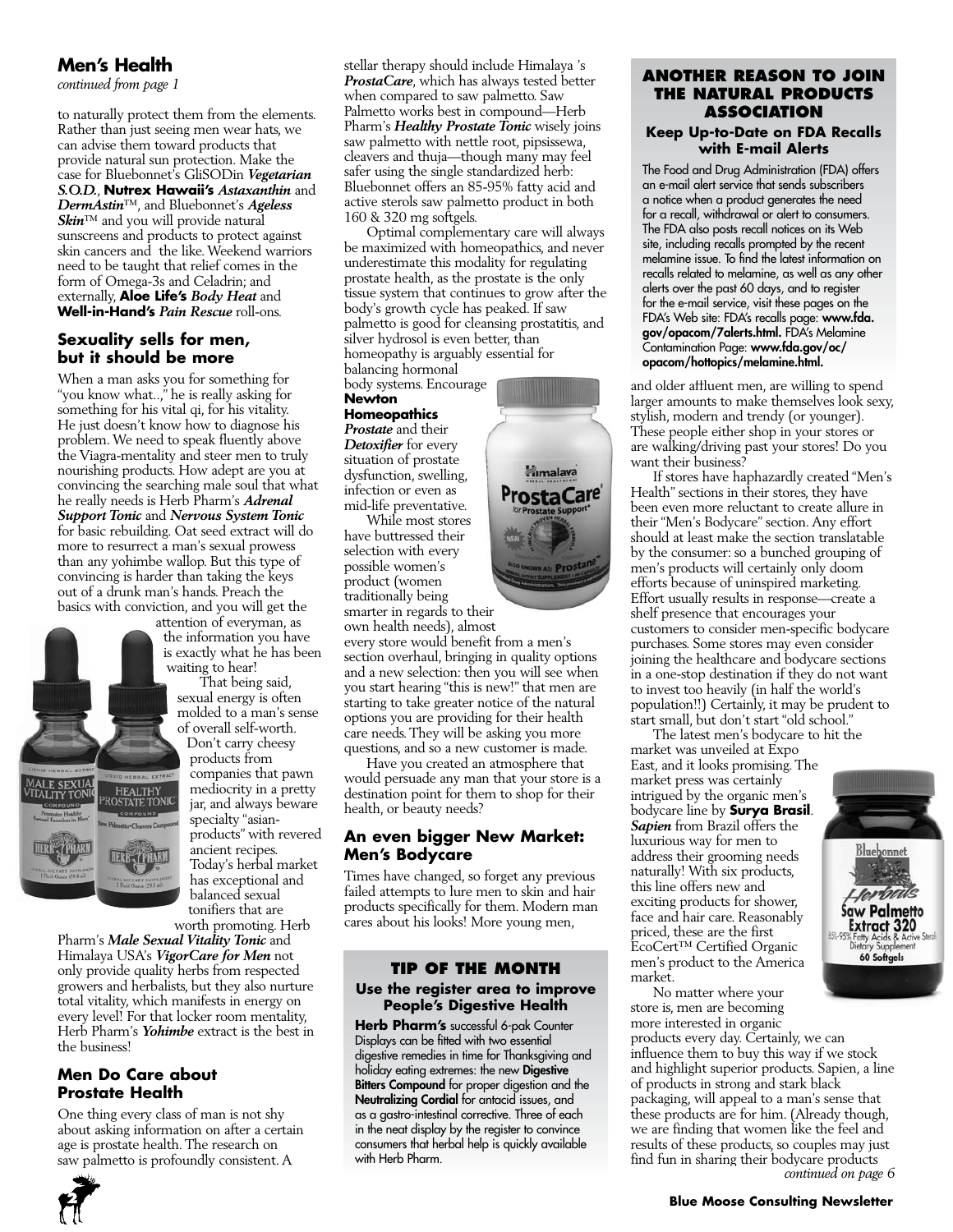## Men's Health

*continued from page 1*

to naturally protect them from the elements. Rather than just seeing men wear hats, we can advise them toward products that provide natural sun protection. Make the case for Bluebonnet's GliSODin *Vegetarian S.O.D.*, **Nutrex Hawaii's** *Astaxanthin* and *DermAstin*™, and Bluebonnet's *Ageless Skin*™ and you will provide natural sunscreens and products to protect against skin cancers and the like. Weekend warriors need to be taught that relief comes in the form of Omega-3s and Celadrin; and externally, **Aloe Life's** *Body Heat* and **Well-in-Hand's** *Pain Rescue* roll-ons.

### Sexuality sells for men, but it should be more

When a man asks you for something for "you know what...," he is really asking for something for his vital qi, for his vitality. He just doesn't know how to diagnose his problem. We need to speak fluently above the Viagra-mentality and steer men to truly nourishing products. How adept are you at convincing the searching male soul that what he really needs is Herb Pharm's *Adrenal Support Tonic* and *Nervous System Tonic* for basic rebuilding. Oat seed extract will do more to resurrect a man's sexual prowess than any yohimbe wallop. But this type of convincing is harder than taking the keys out of a drunk man's hands. Preach the basics with conviction, and you will get the attention of everyman, as the information you have is exactly what he has been waiting to hear!

That being said, sexual energy is often molded to a man's sense of overall self-worth. Don't carry cheesy products from companies that pawn mediocrity in a pretty jar, and always beware specialty "asian-products" with revered ancient recipes. Today's herbal market has exceptional and balanced sexual tonifiers that are worth promoting. Herb Pharm's *Male Sexual Vitality Tonic* and Himalaya USA's *VigorCare for Men* not only provide quality herbs from respected growers and herbalists, but they also nurture total vitality, which manifests in energy on every level! For that locker room mentality, Herb Pharm's *Yohimbe* extract is the best in the business!

### Men Do Care about Prostate Health

One thing every class of man is not shy about asking information on after a certain age is prostate health. The research on saw palmetto is profoundly consistent. A stellar therapy should include Himalaya 's *ProstaCare*, which has always tested better when compared to saw palmetto. Saw Palmetto works best in compound—Herb Pharm's *Healthy Prostate Tonic* wisely joins saw palmetto with nettle root, pipsissewa, cleavers and thuja—though many may feel safer using the single standardized herb: Bluebonnet offers an 85-95% fatty acid and active sterols saw palmetto product in both 160 & 320 mg softgels.

Optimal complementary care will always be maximized with homeopathics, and never underestimate this modality for regulating prostate health, as the prostate is the only tissue system that continues to grow after the body's growth cycle has peaked. If saw palmetto is good for cleansing prostatitis, and silver hydrosol is even better, than homeopathy is arguably essential for balancing hormonal body systems. Encourage **Newton Homeopathics** *Prostate* and their *Detoxifier* for every situation of prostate dysfunction, swelling, infection or even as mid-life preventative.

While most stores have buttressed their selection with every possible women's product (women traditionally being smarter in regards to their own health needs), almost every store would benefit from a men's section overhaul, bringing in quality options and a new selection: then you will see when you start hearing "this is new!" that men are starting to take greater notice of the natural options you are providing for their health care needs. They will be asking you more questions, and so a new customer is made.

Have you created an atmosphere that would persuade any man that your store is a destination point for them to shop for their health, or beauty needs?

### An even bigger New Market: Men's Bodycare

Times have changed, so forget any previous failed attempts to lure men to skin and hair products specifically for them. Modern man cares about his looks! More young men, and older affluent men, are willing to spend larger amounts to make themselves look sexy, stylish, modern and trendy (or younger). These people either shop in your stores or are walking/driving past your stores! Do you want their business?

If stores have haphazardly created "Men's Health" sections in their stores, they have been even more reluctant to create allure in their "Men's Bodycare" section. Any effort should at least make the section translatable by the consumer: so a bunched grouping of men's products will certainly only doom efforts because of uninspired marketing. Effort usually results in response—create a shelf presence that encourages your customers to consider men-specific bodycare purchases. Some stores may even consider joining the healthcare and bodycare sections in a one-stop destination if they do not want to invest too heavily (in half the world's population!!) Certainly, it may be prudent to start small, but don't start "old school."

The latest men's bodycare to hit the market was unveiled at Expo East, and it looks promising. The market press was certainly intrigued by the organic men's bodycare line by **Surya Brasil**. *Sapien* from Brazil offers the luxurious way for men to address their grooming needs naturally! With six products, this line offers new and exciting products for shower, face and hair care. Reasonably priced, these are the first EcoCert™ Certified Organic men's product to the America market.

No matter where your store is, men are becoming more interested in organic products every day. Certainly, we can influence them to buy this way if we stock and highlight superior products. Sapien, a line of products in strong and stark black packaging, will appeal to a man's sense that these products are for him. (Already though, we are finding that women like the feel and results of these products, so couples may just find fun in sharing their bodycare products

*continued on page 6*

---

### TIP OF THE MONTH

**Use the register area to improve People's Digestive Health**

**Herb Pharm's** successful 6-pak Counter Displays can be fitted with two essential digestive remedies in time for Thanksgiving and holiday eating extremes: the new **Digestive Bitters Compound** for proper digestion and the **Neutralizing Cordial** for antacid issues, and as a gastro-intestinal corrective. Three of each in the neat display by the register to convince consumers that herbal help is quickly available with Herb Pharm.

---

### ANOTHER REASON TO JOIN THE NATURAL PRODUCTS ASSOCIATION

**Keep Up-to-Date on FDA Recalls with E-mail Alerts**

The Food and Drug Administration (FDA) offers an e-mail alert service that sends subscribers a notice when a product generates the need for a recall, withdrawal or alert to consumers. The FDA also posts recall notices on its Web site, including recalls prompted by the recent melamine issue. To find the latest information on recalls related to melamine, as well as any other alerts over the past 60 days, and to register for the e-mail service, visit these pages on the FDA's Web site: FDA's recalls page: **www.fda.gov/opacom/7alerts.html.** FDA's Melamine Contamination Page: **www.fda.gov/oc/opacom/hottopics/melamine.html.**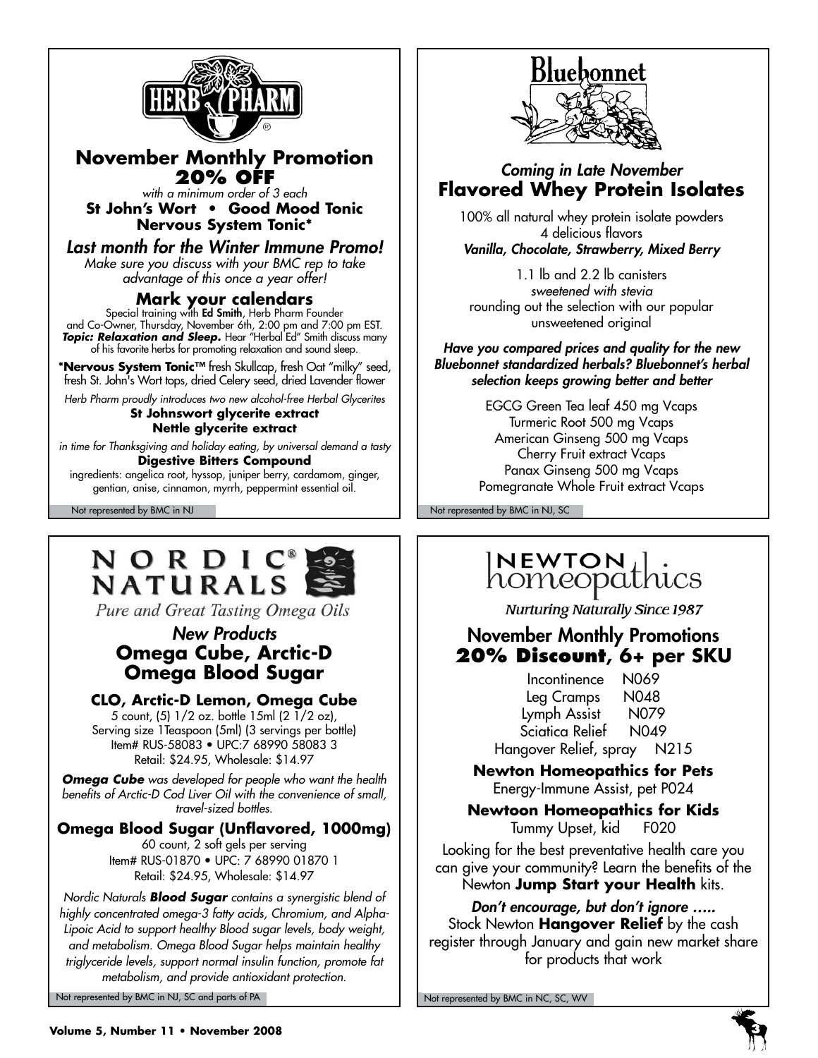## HERB PHARM

### November Monthly Promotion
### 20% OFF

*with a minimum order of 3 each*

**St John's Wort • Good Mood Tonic**
**Nervous System Tonic***

### *Last month for the Winter Immune Promo!*

*Make sure you discuss with your BMC rep to take advantage of this once a year offer!*

### Mark your calendars

Special training with **Ed Smith**, Herb Pharm Founder and Co-Owner, Thursday, November 6th, 2:00 pm and 7:00 pm EST. ***Topic: Relaxation and Sleep.*** Hear "Herbal Ed" Smith discuss many of his favorite herbs for promoting relaxation and sound sleep.

**\*Nervous System Tonic™** fresh Skullcap, fresh Oat "milky" seed, fresh St. John's Wort tops, dried Celery seed, dried Lavender flower

*Herb Pharm proudly introduces two new alcohol-free Herbal Glycerites*

**St Johnswort glycerite extract**
**Nettle glycerite extract**

*in time for Thanksgiving and holiday eating, by universal demand a tasty*

**Digestive Bitters Compound**

ingredients: angelica root, hyssop, juniper berry, cardamom, ginger, gentian, anise, cinnamon, myrrh, peppermint essential oil.

Not represented by BMC in NJ

---

## Bluebonnet

### *Coming in Late November*
### Flavored Whey Protein Isolates

100% all natural whey protein isolate powders
4 delicious flavors
***Vanilla, Chocolate, Strawberry, Mixed Berry***

1.1 lb and 2.2 lb canisters
*sweetened with stevia*
rounding out the selection with our popular unsweetened original

***Have you compared prices and quality for the new Bluebonnet standardized herbals? Bluebonnet's herbal selection keeps growing better and better***

EGCG Green Tea leaf 450 mg Vcaps
Turmeric Root 500 mg Vcaps
American Ginseng 500 mg Vcaps
Cherry Fruit extract Vcaps
Panax Ginseng 500 mg Vcaps
Pomegranate Whole Fruit extract Vcaps

Not represented by BMC in NJ, SC

---

## NORDIC® NATURALS

*Pure and Great Tasting Omega Oils*

### *New Products*
### Omega Cube, Arctic-D Omega Blood Sugar

**CLO, Arctic-D Lemon, Omega Cube**

5 count, (5) 1/2 oz. bottle 15ml (2 1/2 oz), Serving size 1Teaspoon (5ml) (3 servings per bottle)
Item# RUS-58083 • UPC:7 68990 58083 3
Retail: $24.95, Wholesale: $14.97

***Omega Cube** was developed for people who want the health benefits of Arctic-D Cod Liver Oil with the convenience of small, travel-sized bottles.*

**Omega Blood Sugar (Unflavored, 1000mg)**

60 count, 2 soft gels per serving
Item# RUS-01870 • UPC: 7 68990 01870 1
Retail: $24.95, Wholesale: $14.97

*Nordic Naturals **Blood Sugar** contains a synergistic blend of highly concentrated omega-3 fatty acids, Chromium, and Alpha-Lipoic Acid to support healthy Blood sugar levels, body weight, and metabolism. Omega Blood Sugar helps maintain healthy triglyceride levels, support normal insulin function, promote fat metabolism, and provide antioxidant protection.*

Not represented by BMC in NJ, SC and parts of PA

---

## NEWTON homeopathics

*Nurturing Naturally Since 1987*

### November Monthly Promotions
### 20% Discount, 6+ per SKU

Incontinence N069
Leg Cramps N048
Lymph Assist N079
Sciatica Relief N049
Hangover Relief, spray N215

**Newton Homeopathics for Pets**
Energy-Immune Assist, pet P024

**Newtoon Homeopathics for Kids**
Tummy Upset, kid F020

Looking for the best preventative health care you can give your community? Learn the benefits of the Newton **Jump Start your Health** kits.

***Don't encourage, but don't ignore …..***
Stock Newton **Hangover Relief** by the cash register through January and gain new market share for products that work

Not represented by BMC in NC, SC, WV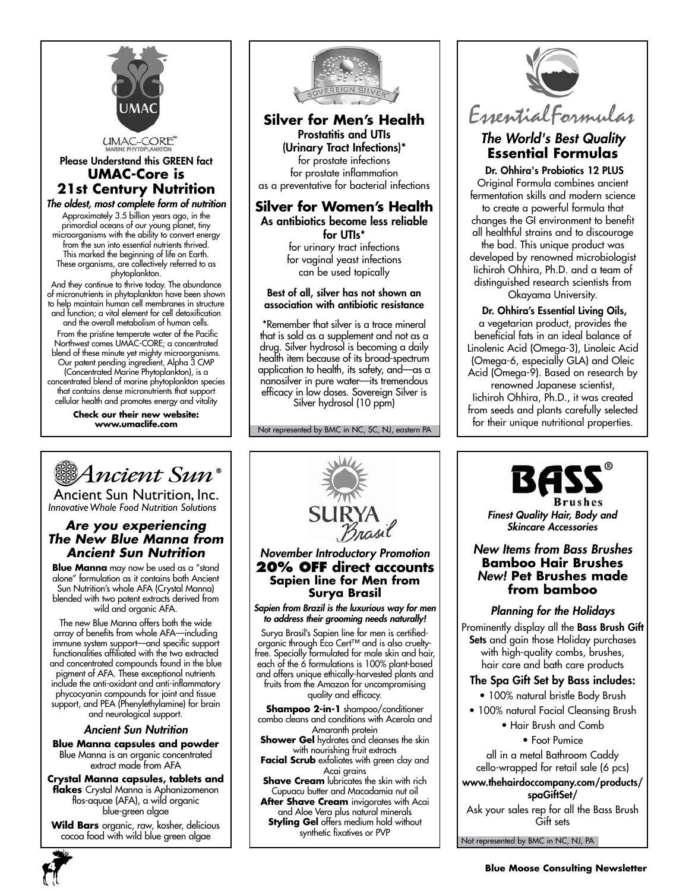UMAC

UMAC-CORE™ MARINE PHYTOPLANKTON

Please Understand this GREEN fact

## UMAC-Core is 21st Century Nutrition

***The oldest, most complete form of nutrition***

Approximately 3.5 billion years ago, in the primordial oceans of our young planet, tiny microorganisms with the ability to convert energy from the sun into essential nutrients thrived. This marked the beginning of life on Earth. These organisms, are collectively referred to as phytoplankton.

And they continue to thrive today. The abundance of micronutrients in phytoplankton have been shown to help maintain human cell membranes in structure and function; a vital element for cell detoxification and the overall metabolism of human cells.

From the pristine temperate water of the Pacific Northwest comes UMAC-CORE; a concentrated blend of these minute yet mighty microorganisms. Our patent pending ingredient, Alpha 3 CMP (Concentrated Marine Phytoplankton), is a concentrated blend of marine phytoplankton species that contains dense micronutrients that support cellular health and promotes energy and vitality

**Check our their new website: www.umaclife.com**

---

SOVEREIGN SILVER

## Silver for Men's Health

**Prostatitis and UTIs (Urinary Tract Infections)***

for prostate infections
for prostate inflammation
as a preventative for bacterial infections

## Silver for Women's Health

**As antibiotics become less reliable for UTIs***

for urinary tract infections
for vaginal yeast infections
can be used topically

**Best of all, silver has not shown an association with antibiotic resistance**

*Remember that silver is a trace mineral that is sold as a supplement and not as a drug. Silver hydrosol is becoming a daily health item because of its broad-spectrum application to health, its safety, and—as a nanosilver in pure water—its tremendous efficacy in low doses. Sovereign Silver is Silver hydrosol (10 ppm)

Not represented by BMC in NC, SC, NJ, eastern PA

---

EssentialFormulas

## *The World's Best Quality* Essential Formulas

**Dr. Ohhira's Probiotics 12 PLUS**

Original Formula combines ancient fermentation skills and modern science to create a powerful formula that changes the GI environment to benefit all healthful strains and to discourage the bad. This unique product was developed by renowned microbiologist Iichiroh Ohhira, Ph.D. and a team of distinguished research scientists from Okayama University.

**Dr. Ohhira's Essential Living Oils,** a vegetarian product, provides the beneficial fats in an ideal balance of Linolenic Acid (Omega-3), Linoleic Acid (Omega-6, especially GLA) and Oleic Acid (Omega-9). Based on research by renowned Japanese scientist, Iichiroh Ohhira, Ph.D., it was created from seeds and plants carefully selected for their unique nutritional properties.

---

*Ancient Sun*®

Ancient Sun Nutrition, Inc.

*Innovative Whole Food Nutrition Solutions*

## *Are you experiencing The New Blue Manna from Ancient Sun Nutrition*

**Blue Manna** may now be used as a "stand alone" formulation as it contains both Ancient Sun Nutrition's whole AFA (Crystal Manna) blended with two potent extracts derived from wild and organic AFA.

The new Blue Manna offers both the wide array of benefits from whole AFA—including immune system support—and specific support functionalities affiliated with the two extracted and concentrated compounds found in the blue pigment of AFA. These exceptional nutrients include the anti-oxidant and anti-inflammatory phycocyanin compounds for joint and tissue support, and PEA (Phenylethylamine) for brain and neurological support.

*Ancient Sun Nutrition*

**Blue Manna capsules and powder** Blue Manna is an organic concentrated extract made from AFA

**Crystal Manna capsules, tablets and flakes** Crystal Manna is Aphanizomenon flos-aquae (AFA), a wild organic blue-green algae

**Wild Bars** organic, raw, kosher, delicious cocoa food with wild blue green algae

---

SURYA Brasil

*November Introductory Promotion*

## 20% OFF direct accounts Sapien line for Men from Surya Brasil

***Sapien from Brazil is the luxurious way for men to address their grooming needs naturally!***

Surya Brasil's Sapien line for men is certified-organic through Eco Cert™ and is also cruelty-free. Specially formulated for male skin and hair, each of the 6 formulations is 100% plant-based and offers unique ethically-harvested plants and fruits from the Amazon for uncompromising quality and efficacy.

**Shampoo 2-in-1** shampoo/conditioner combo cleans and conditions with Acerola and Amaranth protein
**Shower Gel** hydrates and cleanses the skin with nourishing fruit extracts
**Facial Scrub** exfoliates with green clay and Acai grains
**Shave Cream** lubricates the skin with rich Cupuacu butter and Macadamia nut oil
**After Shave Cream** invigorates with Acai and Aloe Vera plus natural minerals
**Styling Gel** offers medium hold without synthetic fixatives or PVP

---

BASS® Brushes

***Finest Quality Hair, Body and Skincare Accessories***

## *New Items from Bass Brushes* Bamboo Hair Brushes *New!* Pet Brushes made from bamboo

*Planning for the Holidays*

Prominently display all the **Bass Brush Gift Sets** and gain those Holiday purchases with high-quality combs, brushes, hair care and bath care products

**The Spa Gift Set by Bass includes:**

- 100% natural bristle Body Brush
- 100% natural Facial Cleansing Brush
- Hair Brush and Comb
- Foot Pumice

all in a metal Bathroom Caddy cello-wrapped for retail sale (6 pcs)

**www.thehairdoccompany.com/products/spaGiftSet/**

Ask your sales rep for all the Bass Brush Gift sets

Not represented by BMC in NC, NJ, PA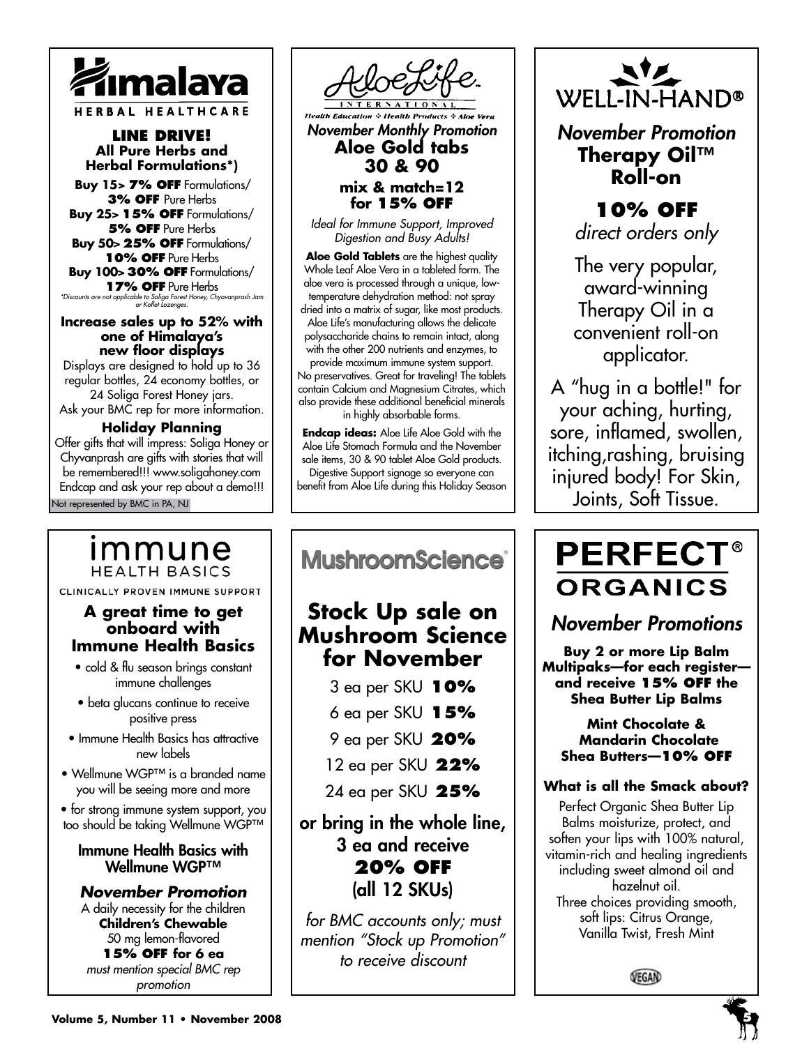# Himalaya

HERBAL HEALTHCARE

**LINE DRIVE!**
**All Pure Herbs and Herbal Formulations*)**

**Buy 15> 7% OFF** Formulations/ **3% OFF** Pure Herbs
**Buy 25> 15% OFF** Formulations/ **5% OFF** Pure Herbs
**Buy 50> 25% OFF** Formulations/ **10% OFF** Pure Herbs
**Buy 100> 30% OFF** Formulations/ **17% OFF** Pure Herbs

*Discounts are not applicable to Soliga Forest Honey, Chyavanprash Jam or Koflet Lozenges.*

**Increase sales up to 52% with one of Himalaya's new floor displays**

Displays are designed to hold up to 36 regular bottles, 24 economy bottles, or 24 Soliga Forest Honey jars. Ask your BMC rep for more information.

**Holiday Planning**

Offer gifts that will impress: Soliga Honey or Chyvanprash are gifts with stories that will be remembered!!! www.soligahoney.com Endcap and ask your rep about a demo!!!

Not represented by BMC in PA, NJ

# AloeLife

INTERNATIONAL

*Health Education ❖ Health Products ❖ Aloe Vera*

*November Monthly Promotion*

**Aloe Gold tabs 30 & 90**

**mix & match=12 for 15% OFF**

*Ideal for Immune Support, Improved Digestion and Busy Adults!*

**Aloe Gold Tablets** are the highest quality Whole Leaf Aloe Vera in a tableted form. The aloe vera is processed through a unique, low-temperature dehydration method: not spray dried into a matrix of sugar, like most products. Aloe Life's manufacturing allows the delicate polysaccharide chains to remain intact, along with the other 200 nutrients and enzymes, to provide maximum immune system support. No preservatives. Great for traveling! The tablets contain Calcium and Magnesium Citrates, which also provide these additional beneficial minerals in highly absorbable forms.

**Endcap ideas:** Aloe Life Aloe Gold with the Aloe Life Stomach Formula and the November sale items, 30 & 90 tablet Aloe Gold products. Digestive Support signage so everyone can benefit from Aloe Life during this Holiday Season

# WELL-IN-HAND®

*November Promotion*

**Therapy Oil™ Roll-on**

**10% OFF**
*direct orders only*

The very popular, award-winning Therapy Oil in a convenient roll-on applicator.

A "hug in a bottle!" for your aching, hurting, sore, inflamed, swollen, itching, rashing, bruising injured body! For Skin, Joints, Soft Tissue.

# immune HEALTH BASICS

CLINICALLY PROVEN IMMUNE SUPPORT

**A great time to get onboard with Immune Health Basics**

- cold & flu season brings constant immune challenges
- beta glucans continue to receive positive press
- Immune Health Basics has attractive new labels
- Wellmune WGP™ is a branded name you will be seeing more and more
- for strong immune system support, you too should be taking Wellmune WGP™

**Immune Health Basics with Wellmune WGP™**

***November Promotion***

A daily necessity for the children
**Children's Chewable**
50 mg lemon-flavored
**15% OFF for 6 ea**
*must mention special BMC rep promotion*

# MushroomScience®

## Stock Up sale on Mushroom Science for November

3 ea per SKU **10%**
6 ea per SKU **15%**
9 ea per SKU **20%**
12 ea per SKU **22%**
24 ea per SKU **25%**

**or bring in the whole line, 3 ea and receive 20% OFF (all 12 SKUs)**

*for BMC accounts only; must mention "Stock up Promotion" to receive discount*

# PERFECT® ORGANICS

*November Promotions*

**Buy 2 or more Lip Balm Multipaks—for each register—and receive 15% OFF the Shea Butter Lip Balms**

**Mint Chocolate & Mandarin Chocolate Shea Butters—10% OFF**

**What is all the Smack about?**

Perfect Organic Shea Butter Lip Balms moisturize, protect, and soften your lips with 100% natural, vitamin-rich and healing ingredients including sweet almond oil and hazelnut oil.
Three choices providing smooth, soft lips: Citrus Orange, Vanilla Twist, Fresh Mint

VEGAN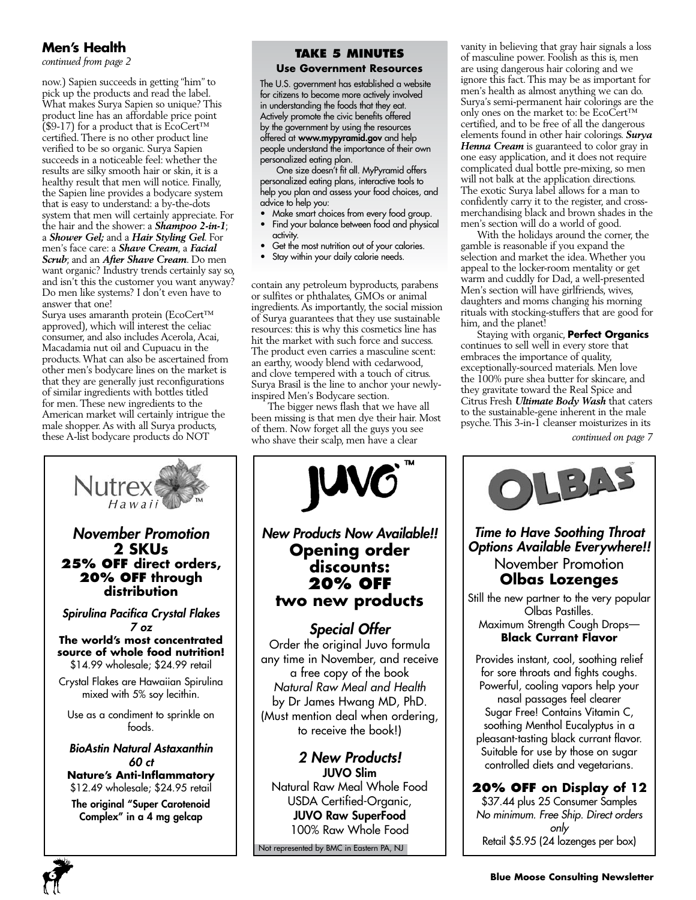## Men's Health

*continued from page 2*

now.) Sapien succeeds in getting "him" to pick up the products and read the label. What makes Surya Sapien so unique? This product line has an affordable price point ($9-17) for a product that is EcoCert™ certified. There is no other product line verified to be so organic. Surya Sapien succeeds in a noticeable feel: whether the results are silky smooth hair or skin, it is a healthy result that men will notice. Finally, the Sapien line provides a bodycare system that is easy to understand: a by-the-dots system that men will certainly appreciate. For the hair and the shower: a ***Shampoo 2-in-1***; a ***Shower Gel;*** and a ***Hair Styling Gel***. For men's face care: a ***Shave Cream***, a ***Facial Scrub***; and an ***After Shave Cream***. Do men want organic? Industry trends certainly say so, and isn't this the customer you want anyway? Do men like systems? I don't even have to answer that one!

Surya uses amaranth protein (EcoCert™ approved), which will interest the celiac consumer, and also includes Acerola, Acai, Macadamia nut oil and Cupuacu in the products. What can also be ascertained from other men's bodycare lines on the market is that they are generally just reconfigurations of similar ingredients with bottles titled for men. These new ingredients to the American market will certainly intrigue the male shopper. As with all Surya products, these A-list bodycare products do NOT contain any petroleum byproducts, parabens or sulfites or phthalates, GMOs or animal ingredients. As importantly, the social mission of Surya guarantees that they use sustainable resources: this is why this cosmetics line has hit the market with such force and success. The product even carries a masculine scent: an earthy, woody blend with cedarwood, and clove tempered with a touch of citrus. Surya Brasil is the line to anchor your newly-inspired Men's Bodycare section.

The bigger news flash that we have all been missing is that men dye their hair. Most of them. Now forget all the guys you see who shave their scalp, men have a clear vanity in believing that gray hair signals a loss of masculine power. Foolish as this is, men are using dangerous hair coloring and we ignore this fact. This may be as important for men's health as almost anything we can do. Surya's semi-permanent hair colorings are the only ones on the market to: be EcoCert™ certified, and to be free of all the dangerous elements found in other hair colorings. ***Surya Henna Cream*** is guaranteed to color gray in one easy application, and it does not require complicated dual bottle pre-mixing, so men will not balk at the application directions. The exotic Surya label allows for a man to confidently carry it to the register, and cross-merchandising black and brown shades in the men's section will do a world of good.

With the holidays around the corner, the gamble is reasonable if you expand the selection and market the idea. Whether you appeal to the locker-room mentality or get warm and cuddly for Dad, a well-presented Men's section will have girlfriends, wives, daughters and moms changing his morning rituals with stocking-stuffers that are good for him, and the planet!

Staying with organic, **Perfect Organics** continues to sell well in every store that embraces the importance of quality, exceptionally-sourced materials. Men love the 100% pure shea butter for skincare, and they gravitate toward the Real Spice and Citrus Fresh ***Ultimate Body Wash*** that caters to the sustainable-gene inherent in the male psyche. This 3-in-1 cleanser moisturizes in its

*continued on page 7*

### TAKE 5 MINUTES

**Use Government Resources**

The U.S. government has established a website for citizens to become more actively involved in understanding the foods that they eat. Actively promote the civic benefits offered by the government by using the resources offered at **www.mypyramid.gov** and help people understand the importance of their own personalized eating plan.

One size doesn't fit all. MyPyramid offers personalized eating plans, interactive tools to help you plan and assess your food choices, and advice to help you:

- Make smart choices from every food group.
- Find your balance between food and physical activity.
- Get the most nutrition out of your calories.
- Stay within your daily calorie needs.

---

**Nutrex Hawaii™**

*November Promotion*

**2 SKUs**
**25% OFF direct orders, 20% OFF through distribution**

*Spirulina Pacifica Crystal Flakes 7 oz*
**The world's most concentrated source of whole food nutrition!**
$14.99 wholesale; $24.99 retail

Crystal Flakes are Hawaiian Spirulina mixed with 5% soy lecithin.

Use as a condiment to sprinkle on foods.

*BioAstin Natural Astaxanthin 60 ct*
**Nature's Anti-Inflammatory**
$12.49 wholesale; $24.95 retail

**The original "Super Carotenoid Complex" in a 4 mg gelcap**

---

**JUVO™**

*New Products Now Available!!*

**Opening order discounts: 20% OFF two new products**

*Special Offer*

Order the original Juvo formula any time in November, and receive a free copy of the book *Natural Raw Meal and Health* by Dr James Hwang MD, PhD. (Must mention deal when ordering, to receive the book!)

*2 New Products!*

**JUVO Slim**
Natural Raw Meal Whole Food
USDA Certified-Organic,
**JUVO Raw SuperFood**
100% Raw Whole Food

Not represented by BMC in Eastern PA, NJ

---

**OLBAS**

*Time to Have Soothing Throat Options Available Everywhere!!*

November Promotion
**Olbas Lozenges**

Still the new partner to the very popular Olbas Pastilles.
Maximum Strength Cough Drops—
**Black Currant Flavor**

Provides instant, cool, soothing relief for sore throats and fights coughs. Powerful, cooling vapors help your nasal passages feel clearer
Sugar Free! Contains Vitamin C, soothing Menthol Eucalyptus in a pleasant-tasting black currant flavor. Suitable for use by those on sugar controlled diets and vegetarians.

**20% OFF on Display of 12**
$37.44 plus 25 Consumer Samples
*No minimum. Free Ship. Direct orders only*
Retail $5.95 (24 lozenges per box)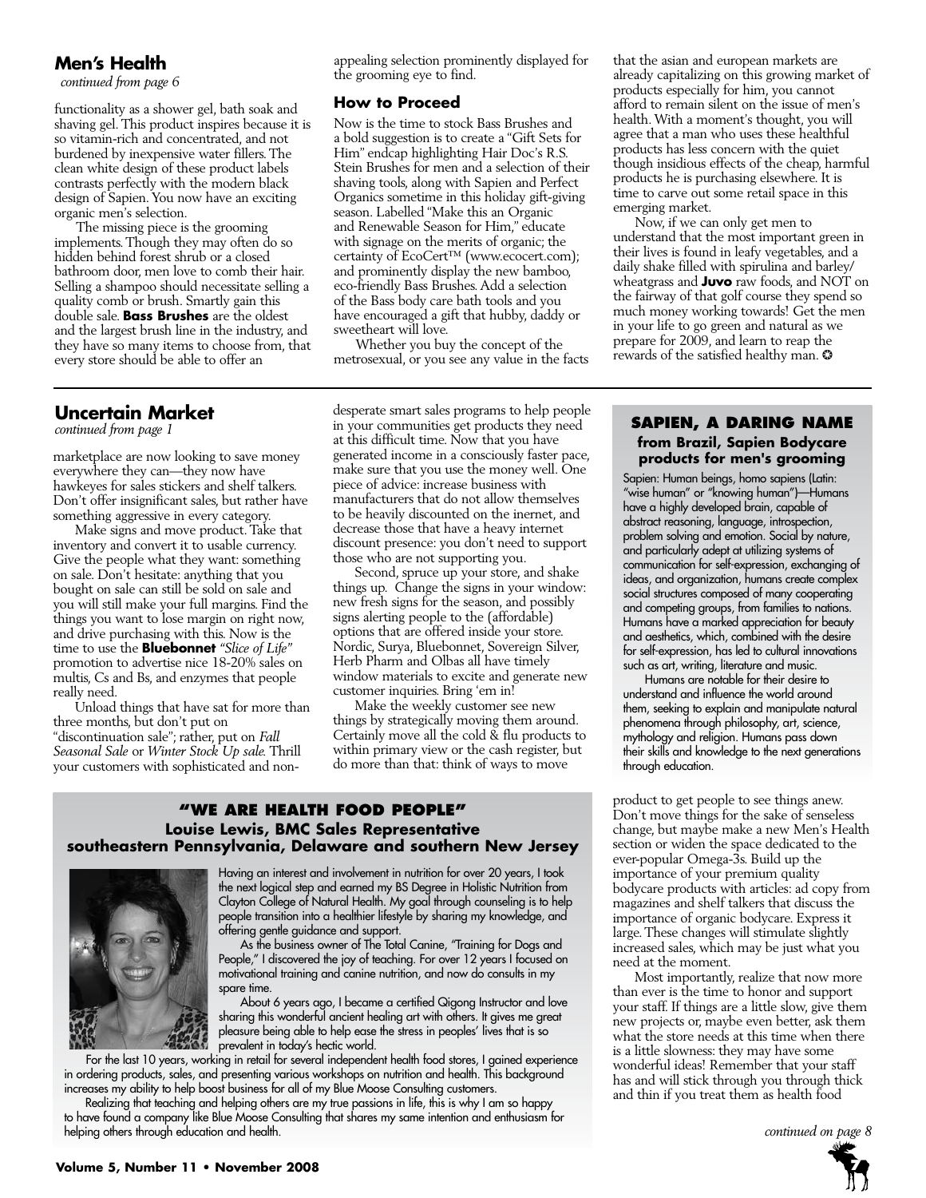## Men's Health

*continued from page 6*

functionality as a shower gel, bath soak and shaving gel. This product inspires because it is so vitamin-rich and concentrated, and not burdened by inexpensive water fillers. The clean white design of these product labels contrasts perfectly with the modern black design of Sapien. You now have an exciting organic men's selection.

The missing piece is the grooming implements. Though they may often do so hidden behind forest shrub or a closed bathroom door, men love to comb their hair. Selling a shampoo should necessitate selling a quality comb or brush. Smartly gain this double sale. **Bass Brushes** are the oldest and the largest brush line in the industry, and they have so many items to choose from, that every store should be able to offer an appealing selection prominently displayed for the grooming eye to find.

### How to Proceed

Now is the time to stock Bass Brushes and a bold suggestion is to create a "Gift Sets for Him" endcap highlighting Hair Doc's R.S. Stein Brushes for men and a selection of their shaving tools, along with Sapien and Perfect Organics sometime in this holiday gift-giving season. Labelled "Make this an Organic and Renewable Season for Him," educate with signage on the merits of organic; the certainty of EcoCert™ (www.ecocert.com); and prominently display the new bamboo, eco-friendly Bass Brushes. Add a selection of the Bass body care bath tools and you have encouraged a gift that hubby, daddy or sweetheart will love.

Whether you buy the concept of the metrosexual, or you see any value in the facts that the asian and european markets are already capitalizing on this growing market of products especially for him, you cannot afford to remain silent on the issue of men's health. With a moment's thought, you will agree that a man who uses these healthful products has less concern with the quiet though insidious effects of the cheap, harmful products he is purchasing elsewhere. It is time to carve out some retail space in this emerging market.

Now, if we can only get men to understand that the most important green in their lives is found in leafy vegetables, and a daily shake filled with spirulina and barley/wheatgrass and **Juvo** raw foods, and NOT on the fairway of that golf course they spend so much money working towards! Get the men in your life to go green and natural as we prepare for 2009, and learn to reap the rewards of the satisfied healthy man. ✪

## Uncertain Market

*continued from page 1*

marketplace are now looking to save money everywhere they can—they now have hawkeyes for sales stickers and shelf talkers. Don't offer insignificant sales, but rather have something aggressive in every category.

Make signs and move product. Take that inventory and convert it to usable currency. Give the people what they want: something on sale. Don't hesitate: anything that you bought on sale can still be sold on sale and you will still make your full margins. Find the things you want to lose margin on right now, and drive purchasing with this. Now is the time to use the **Bluebonnet** *"Slice of Life"* promotion to advertise nice 18-20% sales on multis, Cs and Bs, and enzymes that people really need.

Unload things that have sat for more than three months, but don't put on "discontinuation sale"; rather, put on *Fall Seasonal Sale* or *Winter Stock Up sale*. Thrill your customers with sophisticated and non-desperate smart sales programs to help people in your communities get products they need at this difficult time. Now that you have generated income in a consciously faster pace, make sure that you use the money well. One piece of advice: increase business with manufacturers that do not allow themselves to be heavily discounted on the inernet, and decrease those that have a heavy internet discount presence: you don't need to support those who are not supporting you.

Second, spruce up your store, and shake things up. Change the signs in your window: new fresh signs for the season, and possibly signs alerting people to the (affordable) options that are offered inside your store. Nordic, Surya, Bluebonnet, Sovereign Silver, Herb Pharm and Olbas all have timely window materials to excite and generate new customer inquiries. Bring 'em in!

Make the weekly customer see new things by strategically moving them around. Certainly move all the cold & flu products to within primary view or the cash register, but do more than that: think of ways to move product to get people to see things anew. Don't move things for the sake of senseless change, but maybe make a new Men's Health section or widen the space dedicated to the ever-popular Omega-3s. Build up the importance of your premium quality bodycare products with articles: ad copy from magazines and shelf talkers that discuss the importance of organic bodycare. Express it large. These changes will stimulate slightly increased sales, which may be just what you need at the moment.

Most importantly, realize that now more than ever is the time to honor and support your staff. If things are a little slow, give them new projects or, maybe even better, ask them what the store needs at this time when there is a little slowness: they may have some wonderful ideas! Remember that your staff has and will stick through you through thick and thin if you treat them as health food

*continued on page 8*

### SAPIEN, A DARING NAME
**from Brazil, Sapien Bodycare products for men's grooming**

Sapien: Human beings, homo sapiens (Latin: "wise human" or "knowing human")—Humans have a highly developed brain, capable of abstract reasoning, language, introspection, problem solving and emotion. Social by nature, and particularly adept at utilizing systems of communication for self-expression, exchanging of ideas, and organization, humans create complex social structures composed of many cooperating and competing groups, from families to nations. Humans have a marked appreciation for beauty and aesthetics, which, combined with the desire for self-expression, has led to cultural innovations such as art, writing, literature and music.

Humans are notable for their desire to understand and influence the world around them, seeking to explain and manipulate natural phenomena through philosophy, art, science, mythology and religion. Humans pass down their skills and knowledge to the next generations through education.

### "WE ARE HEALTH FOOD PEOPLE"
**Louise Lewis, BMC Sales Representative**
**southeastern Pennsylvania, Delaware and southern New Jersey**

Having an interest and involvement in nutrition for over 20 years, I took the next logical step and earned my BS Degree in Holistic Nutrition from Clayton College of Natural Health. My goal through counseling is to help people transition into a healthier lifestyle by sharing my knowledge, and offering gentle guidance and support.

As the business owner of The Total Canine, "Training for Dogs and People," I discovered the joy of teaching. For over 12 years I focused on motivational training and canine nutrition, and now do consults in my spare time.

About 6 years ago, I became a certified Qigong Instructor and love sharing this wonderful ancient healing art with others. It gives me great pleasure being able to help ease the stress in peoples' lives that is so prevalent in today's hectic world.

For the last 10 years, working in retail for several independent health food stores, I gained experience in ordering products, sales, and presenting various workshops on nutrition and health. This background increases my ability to help boost business for all of my Blue Moose Consulting customers.

Realizing that teaching and helping others are my true passions in life, this is why I am so happy to have found a company like Blue Moose Consulting that shares my same intention and enthusiasm for helping others through education and health.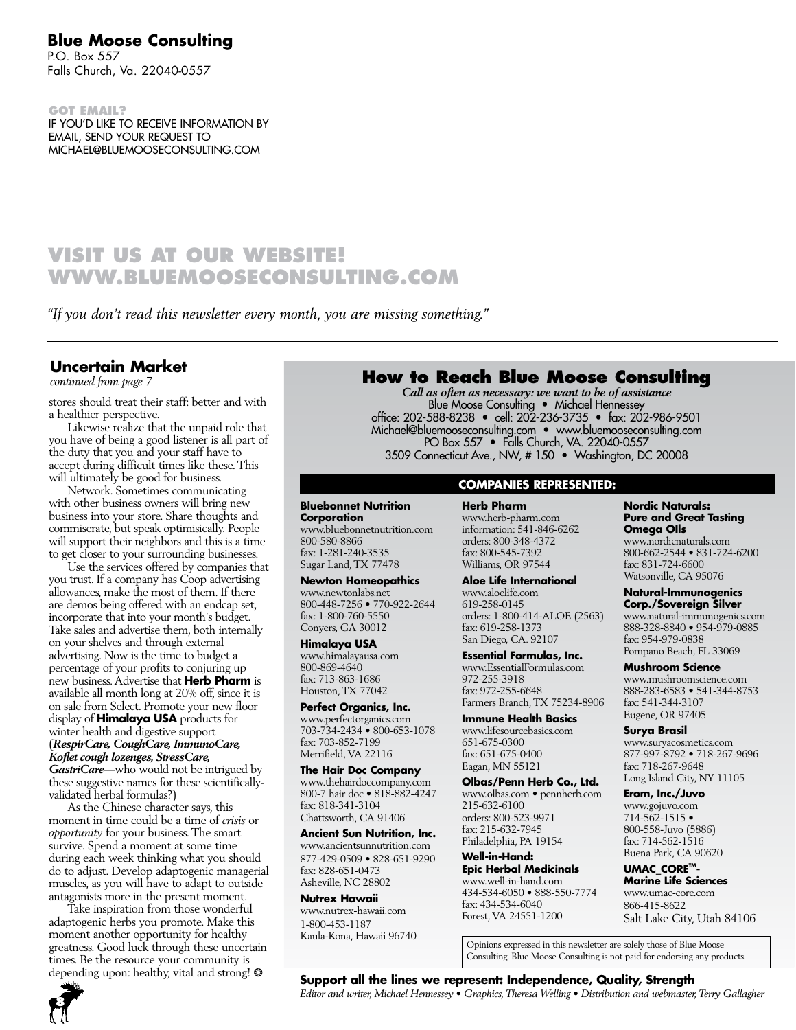**Blue Moose Consulting**
P.O. Box 557
Falls Church, Va. 22040-0557

**GOT EMAIL?**
IF YOU'D LIKE TO RECEIVE INFORMATION BY EMAIL, SEND YOUR REQUEST TO MICHAEL@BLUEMOOSECONSULTING.COM

## VISIT US AT OUR WEBSITE! WWW.BLUEMOOSECONSULTING.COM

*"If you don't read this newsletter every month, you are missing something."*

## Uncertain Market

*continued from page 7*

stores should treat their staff: better and with a healthier perspective.

Likewise realize that the unpaid role that you have of being a good listener is all part of the duty that you and your staff have to accept during difficult times like these. This will ultimately be good for business.

Network. Sometimes communicating with other business owners will bring new business into your store. Share thoughts and commiserate, but speak optimisically. People will support their neighbors and this is a time to get closer to your surrounding businesses.

Use the services offered by companies that you trust. If a company has Coop advertising allowances, make the most of them. If there are demos being offered with an endcap set, incorporate that into your month's budget. Take sales and advertise them, both internally on your shelves and through external advertising. Now is the time to budget a percentage of your profits to conjuring up new business. Advertise that **Herb Pharm** is available all month long at 20% off, since it is on sale from Select. Promote your new floor display of **Himalaya USA** products for winter health and digestive support (***RespirCare, CoughCare, ImmunoCare, Koflet cough lozenges, StressCare, GastriCare***—who would not be intrigued by these suggestive names for these scientifically-validated herbal formulas?)

As the Chinese character says, this moment in time could be a time of *crisis* or *opportunity* for your business. The smart survive. Spend a moment at some time during each week thinking what you should do to adjust. Develop adaptogenic managerial muscles, as you will have to adapt to outside antagonists more in the present moment.

Take inspiration from those wonderful adaptogenic herbs you promote. Make this moment another opportunity for healthy greatness. Good luck through these uncertain times. Be the resource your community is depending upon: healthy, vital and strong! ✪

## How to Reach Blue Moose Consulting

***Call as often as necessary: we want to be of assistance***
Blue Moose Consulting • Michael Hennessey
office: 202-588-8238 • cell: 202-236-3735 • fax: 202-986-9501
Michael@bluemooseconsulting.com • www.bluemooseconsulting.com
PO Box 557 • Falls Church, VA. 22040-0557
3509 Connecticut Ave., NW, # 150 • Washington, DC 20008

### COMPANIES REPRESENTED:

**Bluebonnet Nutrition Corporation**
www.bluebonnetnutrition.com
800-580-8866
fax: 1-281-240-3535
Sugar Land, TX 77478

**Newton Homeopathics**
www.newtonlabs.net
800-448-7256 • 770-922-2644
fax: 1-800-760-5550
Conyers, GA 30012

**Himalaya USA**
www.himalayausa.com
800-869-4640
fax: 713-863-1686
Houston, TX 77042

**Perfect Organics, Inc.**
www.perfectorganics.com
703-734-2434 • 800-653-1078
fax: 703-852-7199
Merrifield, VA 22116

**The Hair Doc Company**
www.thehairdoccompany.com
800-7 hair doc • 818-882-4247
fax: 818-341-3104
Chattsworth, CA 91406

**Ancient Sun Nutrition, Inc.**
www.ancientsunnutrition.com
877-429-0509 • 828-651-9290
fax: 828-651-0473
Asheville, NC 28802

**Nutrex Hawaii**
www.nutrex-hawaii.com
1-800-453-1187
Kaula-Kona, Hawaii 96740

**Herb Pharm**
www.herb-pharm.com
information: 541-846-6262
orders: 800-348-4372
fax: 800-545-7392
Williams, OR 97544

**Aloe Life International**
www.aloelife.com
619-258-0145
orders: 1-800-414-ALOE (2563)
fax: 619-258-1373
San Diego, CA. 92107

**Essential Formulas, Inc.**
www.EssentialFormulas.com
972-255-3918
fax: 972-255-6648
Farmers Branch, TX 75234-8906

**Immune Health Basics**
www.lifesourcebasics.com
651-675-0300
fax: 651-675-0400
Eagan, MN 55121

**Olbas/Penn Herb Co., Ltd.**
www.olbas.com • pennherb.com
215-632-6100
orders: 800-523-9971
fax: 215-632-7945
Philadelphia, PA 19154

**Well-in-Hand: Epic Herbal Medicinals**
www.well-in-hand.com
434-534-6050 • 888-550-7774
fax: 434-534-6040
Forest, VA 24551-1200

**Nordic Naturals: Pure and Great Tasting Omega Oils**
www.nordicnaturals.com
800-662-2544 • 831-724-6200
fax: 831-724-6600
Watsonville, CA 95076

**Natural-Immunogenics Corp./Sovereign Silver**
www.natural-immunogenics.com
888-328-8840 • 954-979-0885
fax: 954-979-0838
Pompano Beach, FL 33069

**Mushroom Science**
www.mushroomscience.com
888-283-6583 • 541-344-8753
fax: 541-344-3107
Eugene, OR 97405

**Surya Brasil**
www.suryacosmetics.com
877-997-8792 • 718-267-9696
fax: 718-267-9648
Long Island City, NY 11105

**Erom, Inc./Juvo**
www.gojuvo.com
714-562-1515 •
800-558-Juvo (5886)
fax: 714-562-1516
Buena Park, CA 90620

**UMAC_CORE™- Marine Life Sciences**
www.umac-core.com
866-415-8622
Salt Lake City, Utah 84106

Opinions expressed in this newsletter are solely those of Blue Moose Consulting. Blue Moose Consulting is not paid for endorsing any products.

**Support all the lines we represent: Independence, Quality, Strength**
*Editor and writer, Michael Hennessey • Graphics, Theresa Welling • Distribution and webmaster, Terry Gallagher*